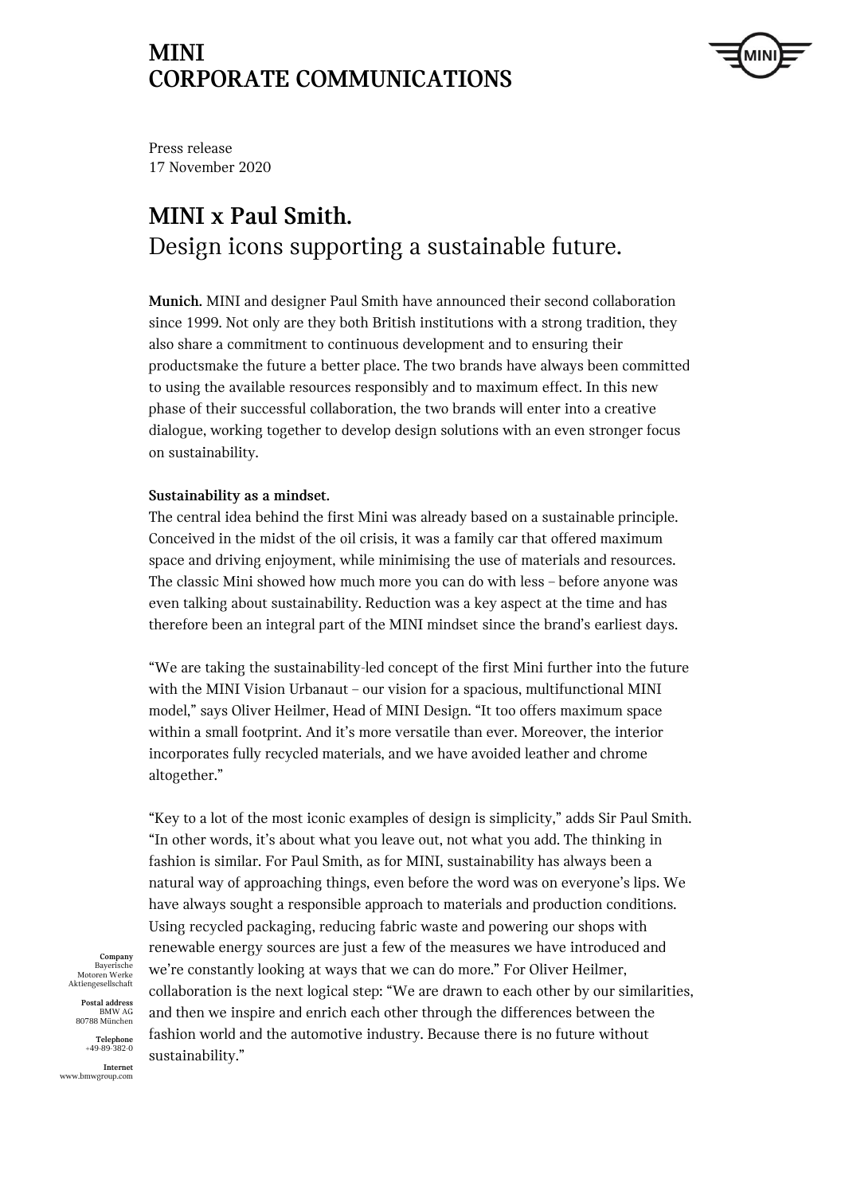# MINI CORPORATE COMMUNICATIONS

Press release
17 November 2020

## MINI x Paul Smith.
Design icons supporting a sustainable future.

**Munich.** MINI and designer Paul Smith have announced their second collaboration since 1999. Not only are they both British institutions with a strong tradition, they also share a commitment to continuous development and to ensuring their productsmake the future a better place. The two brands have always been committed to using the available resources responsibly and to maximum effect. In this new phase of their successful collaboration, the two brands will enter into a creative dialogue, working together to develop design solutions with an even stronger focus on sustainability.

**Sustainability as a mindset.**
The central idea behind the first Mini was already based on a sustainable principle. Conceived in the midst of the oil crisis, it was a family car that offered maximum space and driving enjoyment, while minimising the use of materials and resources. The classic Mini showed how much more you can do with less – before anyone was even talking about sustainability. Reduction was a key aspect at the time and has therefore been an integral part of the MINI mindset since the brand's earliest days.

"We are taking the sustainability-led concept of the first Mini further into the future with the MINI Vision Urbanaut – our vision for a spacious, multifunctional MINI model," says Oliver Heilmer, Head of MINI Design. "It too offers maximum space within a small footprint. And it's more versatile than ever. Moreover, the interior incorporates fully recycled materials, and we have avoided leather and chrome altogether."

"Key to a lot of the most iconic examples of design is simplicity," adds Sir Paul Smith. "In other words, it's about what you leave out, not what you add. The thinking in fashion is similar. For Paul Smith, as for MINI, sustainability has always been a natural way of approaching things, even before the word was on everyone's lips. We have always sought a responsible approach to materials and production conditions. Using recycled packaging, reducing fabric waste and powering our shops with renewable energy sources are just a few of the measures we have introduced and we're constantly looking at ways that we can do more." For Oliver Heilmer, collaboration is the next logical step: "We are drawn to each other by our similarities, and then we inspire and enrich each other through the differences between the fashion world and the automotive industry. Because there is no future without sustainability."

**Company**
Bayerische Motoren Werke Aktiengesellschaft

**Postal address**
BMW AG
80788 München

**Telephone**
+49-89-382-0

**Internet**
www.bmwgroup.com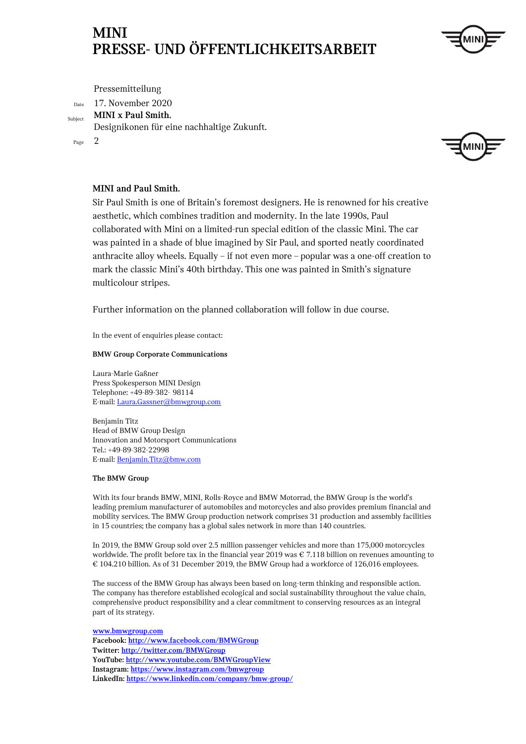## MINI and Paul Smith.

Sir Paul Smith is one of Britain's foremost designers. He is renowned for his creative aesthetic, which combines tradition and modernity. In the late 1990s, Paul collaborated with Mini on a limited-run special edition of the classic Mini. The car was painted in a shade of blue imagined by Sir Paul, and sported neatly coordinated anthracite alloy wheels. Equally – if not even more – popular was a one-off creation to mark the classic Mini's 40th birthday. This one was painted in Smith's signature multicolour stripes.

Further information on the planned collaboration will follow in due course.

In the event of enquiries please contact:

**BMW Group Corporate Communications**

Laura-Marie Gaßner
Press Spokesperson MINI Design
Telephone: +49-89-382- 98114
E-mail: Laura.Gassner@bmwgroup.com

Benjamin Titz
Head of BMW Group Design
Innovation and Motorsport Communications
Tel.: +49-89-382-22998
E-mail: Benjamin.Titz@bmw.com

**The BMW Group**

With its four brands BMW, MINI, Rolls-Royce and BMW Motorrad, the BMW Group is the world's leading premium manufacturer of automobiles and motorcycles and also provides premium financial and mobility services. The BMW Group production network comprises 31 production and assembly facilities in 15 countries; the company has a global sales network in more than 140 countries.

In 2019, the BMW Group sold over 2.5 million passenger vehicles and more than 175,000 motorcycles worldwide. The profit before tax in the financial year 2019 was € 7.118 billion on revenues amounting to € 104.210 billion. As of 31 December 2019, the BMW Group had a workforce of 126,016 employees.

The success of the BMW Group has always been based on long-term thinking and responsible action. The company has therefore established ecological and social sustainability throughout the value chain, comprehensive product responsibility and a clear commitment to conserving resources as an integral part of its strategy.

**www.bmwgroup.com**
**Facebook: http://www.facebook.com/BMWGroup**
**Twitter: http://twitter.com/BMWGroup**
**YouTube: http://www.youtube.com/BMWGroupView**
**Instagram: https://www.instagram.com/bmwgroup**
**LinkedIn: https://www.linkedin.com/company/bmw-group/**